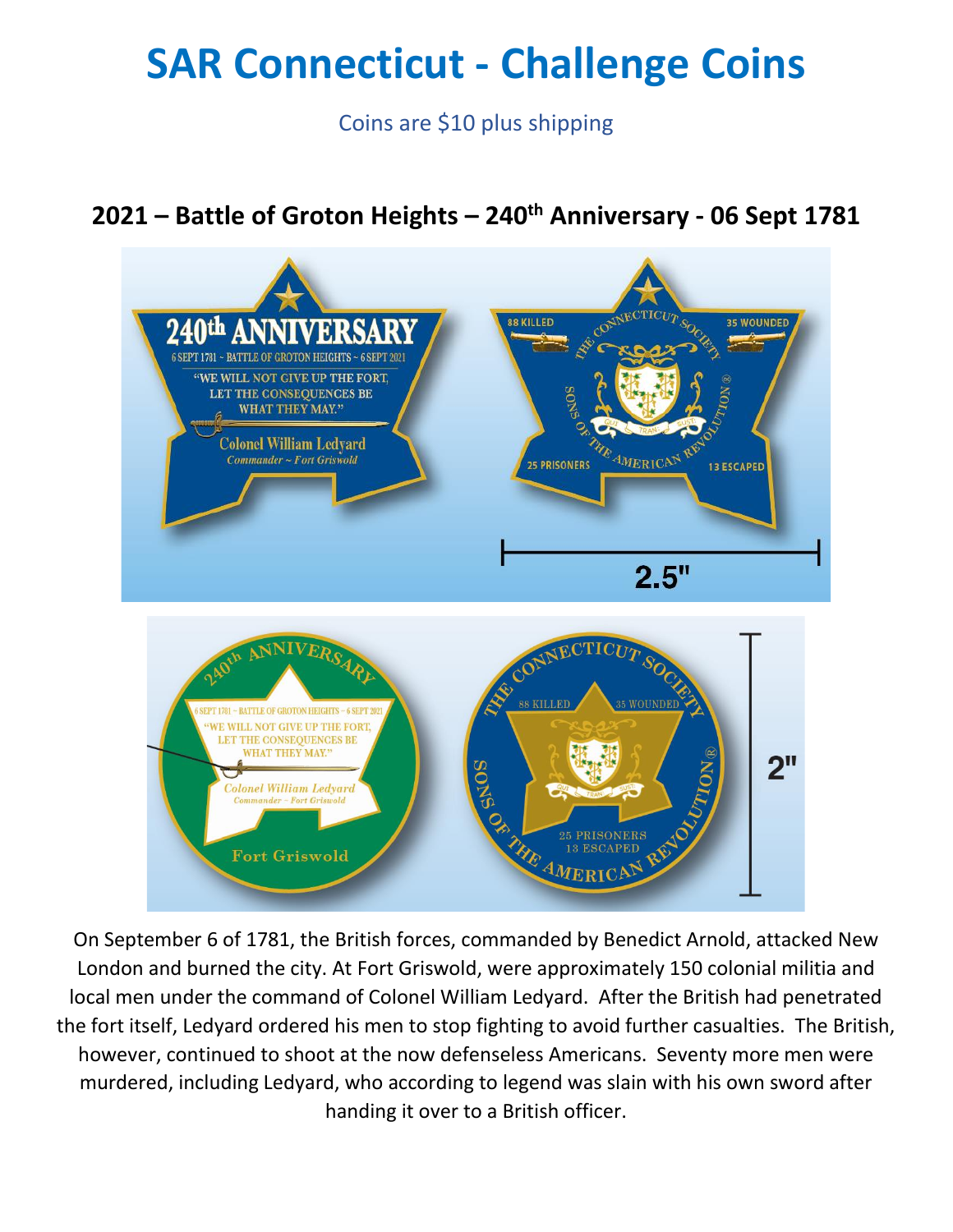# SAR Connecticut - Challenge Coins

Coins are $10 plus shipping

## 2021 – Battle of Groton Heights – 240th Anniversary - 06 Sept 1781

On September 6 of 1781, the British forces, commanded by Benedict Arnold, attacked New London and burned the city. At Fort Griswold, were approximately 150 colonial militia and local men under the command of Colonel William Ledyard. After the British had penetrated the fort itself, Ledyard ordered his men to stop fighting to avoid further casualties. The British, however, continued to shoot at the now defenseless Americans. Seventy more men were murdered, including Ledyard, who according to legend was slain with his own sword after handing it over to a British officer.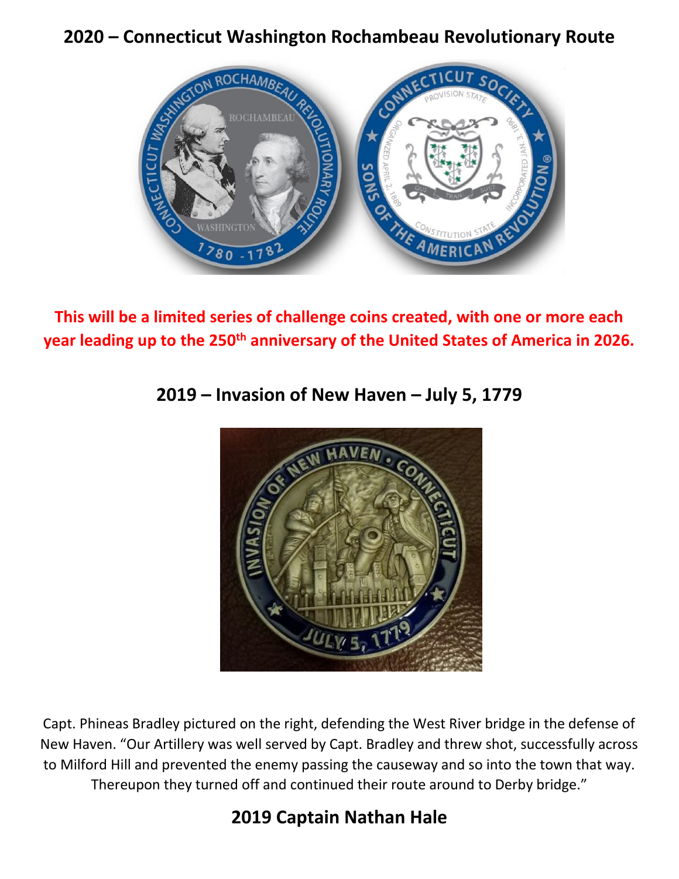## 2020 – Connecticut Washington Rochambeau Revolutionary Route

**This will be a limited series of challenge coins created, with one or more each year leading up to the 250th anniversary of the United States of America in 2026.**

## 2019 – Invasion of New Haven – July 5, 1779

Capt. Phineas Bradley pictured on the right, defending the West River bridge in the defense of New Haven. "Our Artillery was well served by Capt. Bradley and threw shot, successfully across to Milford Hill and prevented the enemy passing the causeway and so into the town that way. Thereupon they turned off and continued their route around to Derby bridge."

## 2019 Captain Nathan Hale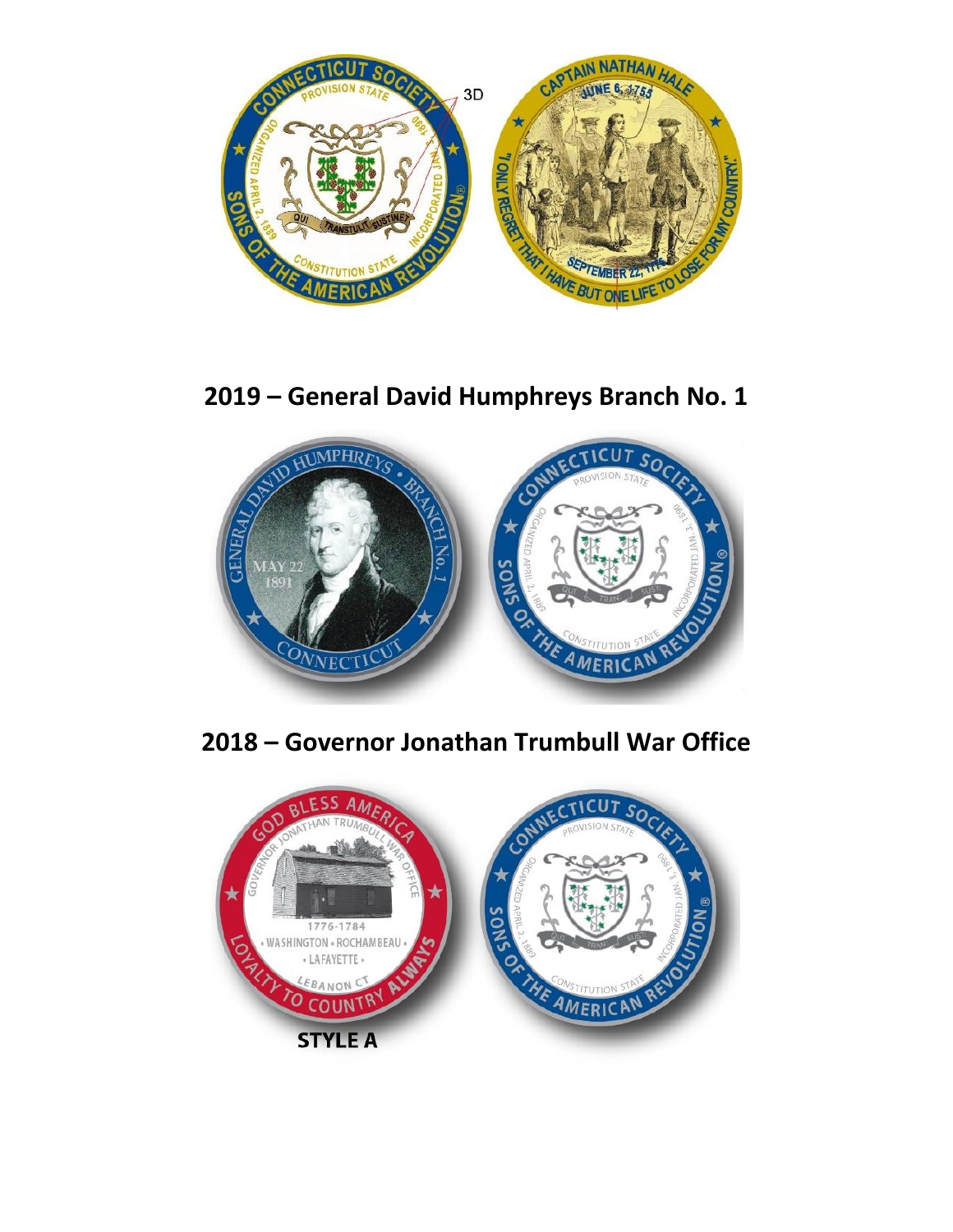## 2019 – General David Humphreys Branch No. 1

## 2018 – Governor Jonathan Trumbull War Office

**STYLE A**